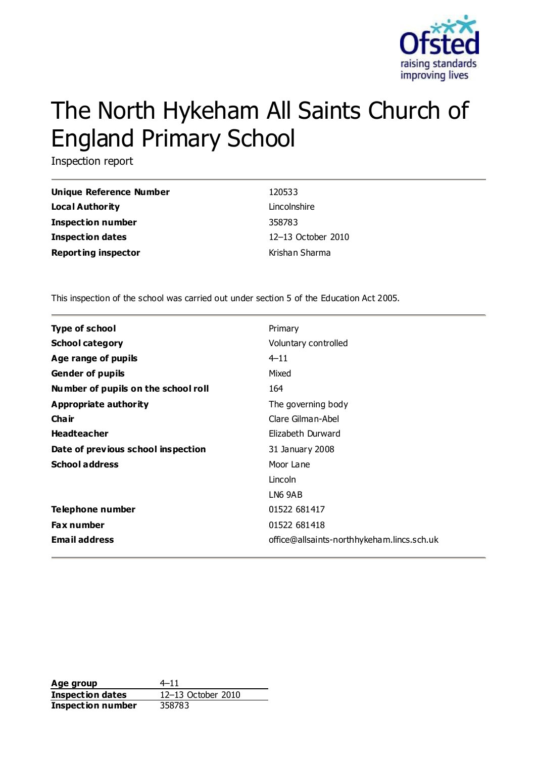# The North Hykeham All Saints Church of England Primary School

Inspection report

| | |
|---|---|
| **Unique Reference Number** | 120533 |
| **Local Authority** | Lincolnshire |
| **Inspection number** | 358783 |
| **Inspection dates** | 12–13 October 2010 |
| **Reporting inspector** | Krishan Sharma |

This inspection of the school was carried out under section 5 of the Education Act 2005.

| | |
|---|---|
| **Type of school** | Primary |
| **School category** | Voluntary controlled |
| **Age range of pupils** | 4–11 |
| **Gender of pupils** | Mixed |
| **Number of pupils on the school roll** | 164 |
| **Appropriate authority** | The governing body |
| **Chair** | Clare Gilman-Abel |
| **Headteacher** | Elizabeth Durward |
| **Date of previous school inspection** | 31 January 2008 |
| **School address** | Moor Lane<br>Lincoln<br>LN6 9AB |
| **Telephone number** | 01522 681417 |
| **Fax number** | 01522 681418 |
| **Email address** | office@allsaints-northhykeham.lincs.sch.uk |

| | |
|---|---|
| **Age group** | 4–11 |
| **Inspection dates** | 12–13 October 2010 |
| **Inspection number** | 358783 |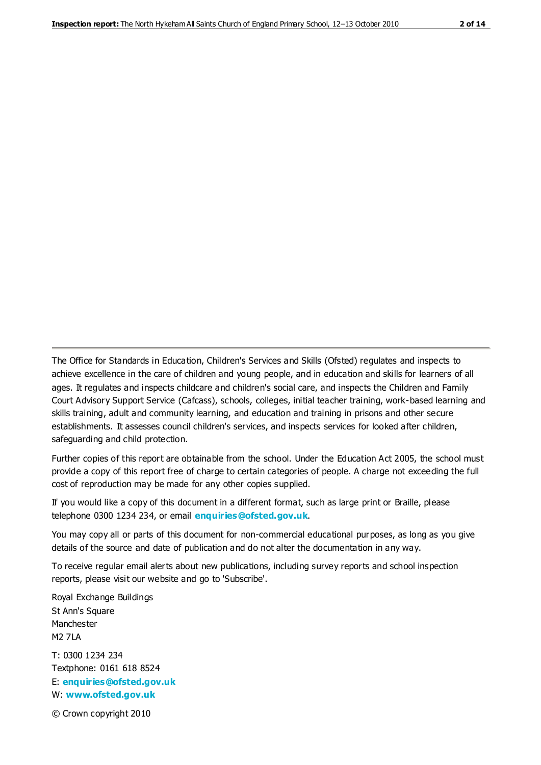The Office for Standards in Education, Children's Services and Skills (Ofsted) regulates and inspects to achieve excellence in the care of children and young people, and in education and skills for learners of all ages. It regulates and inspects childcare and children's social care, and inspects the Children and Family Court Advisory Support Service (Cafcass), schools, colleges, initial teacher training, work-based learning and skills training, adult and community learning, and education and training in prisons and other secure establishments. It assesses council children's services, and inspects services for looked after children, safeguarding and child protection.

Further copies of this report are obtainable from the school. Under the Education Act 2005, the school must provide a copy of this report free of charge to certain categories of people. A charge not exceeding the full cost of reproduction may be made for any other copies supplied.

If you would like a copy of this document in a different format, such as large print or Braille, please telephone 0300 1234 234, or email **enquiries@ofsted.gov.uk**.

You may copy all or parts of this document for non-commercial educational purposes, as long as you give details of the source and date of publication and do not alter the documentation in any way.

To receive regular email alerts about new publications, including survey reports and school inspection reports, please visit our website and go to 'Subscribe'.

Royal Exchange Buildings
St Ann's Square
Manchester
M2 7LA

T: 0300 1234 234
Textphone: 0161 618 8524
E: **enquiries@ofsted.gov.uk**
W: **www.ofsted.gov.uk**

© Crown copyright 2010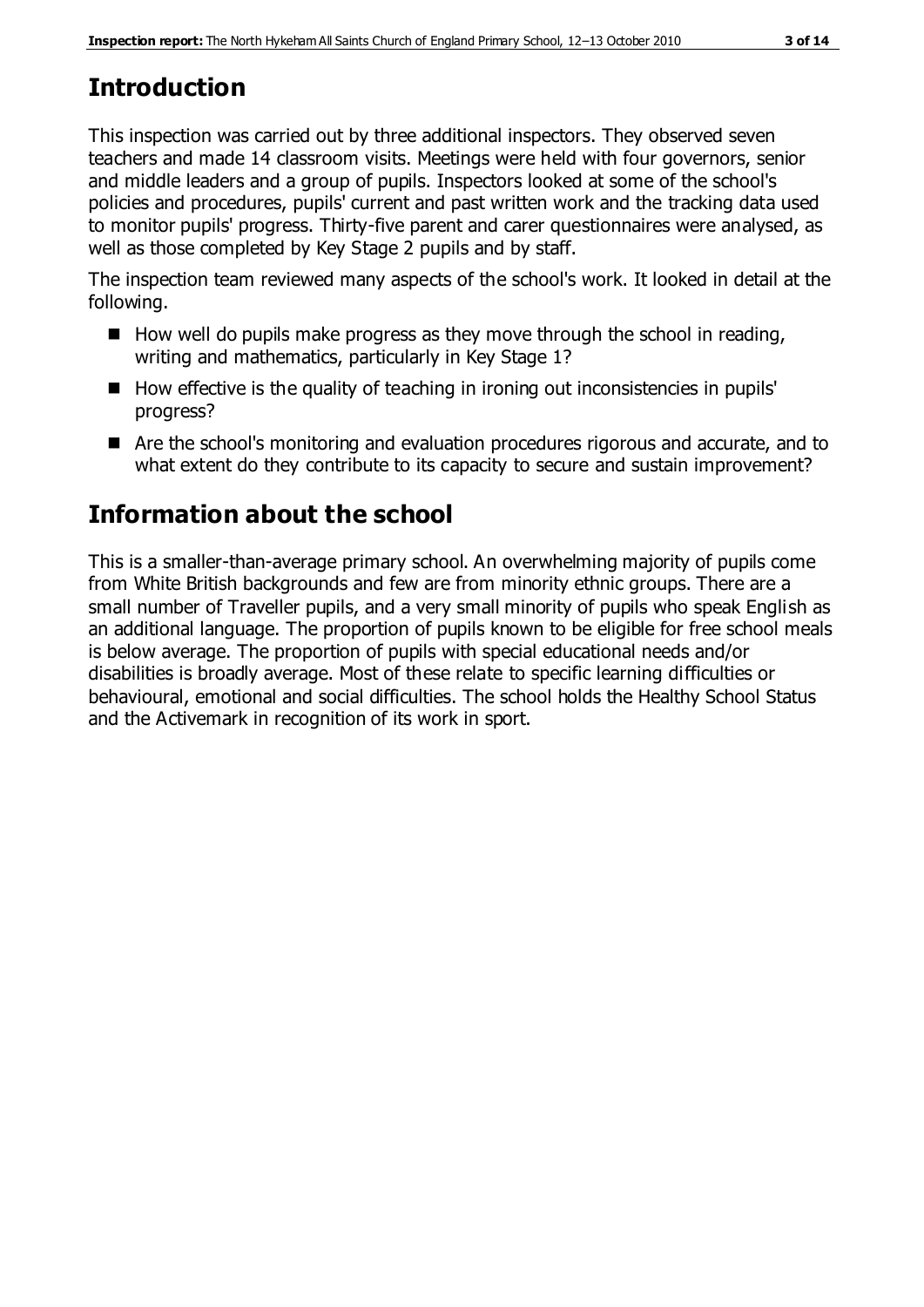# Introduction

This inspection was carried out by three additional inspectors. They observed seven teachers and made 14 classroom visits. Meetings were held with four governors, senior and middle leaders and a group of pupils. Inspectors looked at some of the school's policies and procedures, pupils' current and past written work and the tracking data used to monitor pupils' progress. Thirty-five parent and carer questionnaires were analysed, as well as those completed by Key Stage 2 pupils and by staff.

The inspection team reviewed many aspects of the school's work. It looked in detail at the following.

- How well do pupils make progress as they move through the school in reading, writing and mathematics, particularly in Key Stage 1?
- How effective is the quality of teaching in ironing out inconsistencies in pupils' progress?
- Are the school's monitoring and evaluation procedures rigorous and accurate, and to what extent do they contribute to its capacity to secure and sustain improvement?

# Information about the school

This is a smaller-than-average primary school. An overwhelming majority of pupils come from White British backgrounds and few are from minority ethnic groups. There are a small number of Traveller pupils, and a very small minority of pupils who speak English as an additional language. The proportion of pupils known to be eligible for free school meals is below average. The proportion of pupils with special educational needs and/or disabilities is broadly average. Most of these relate to specific learning difficulties or behavioural, emotional and social difficulties. The school holds the Healthy School Status and the Activemark in recognition of its work in sport.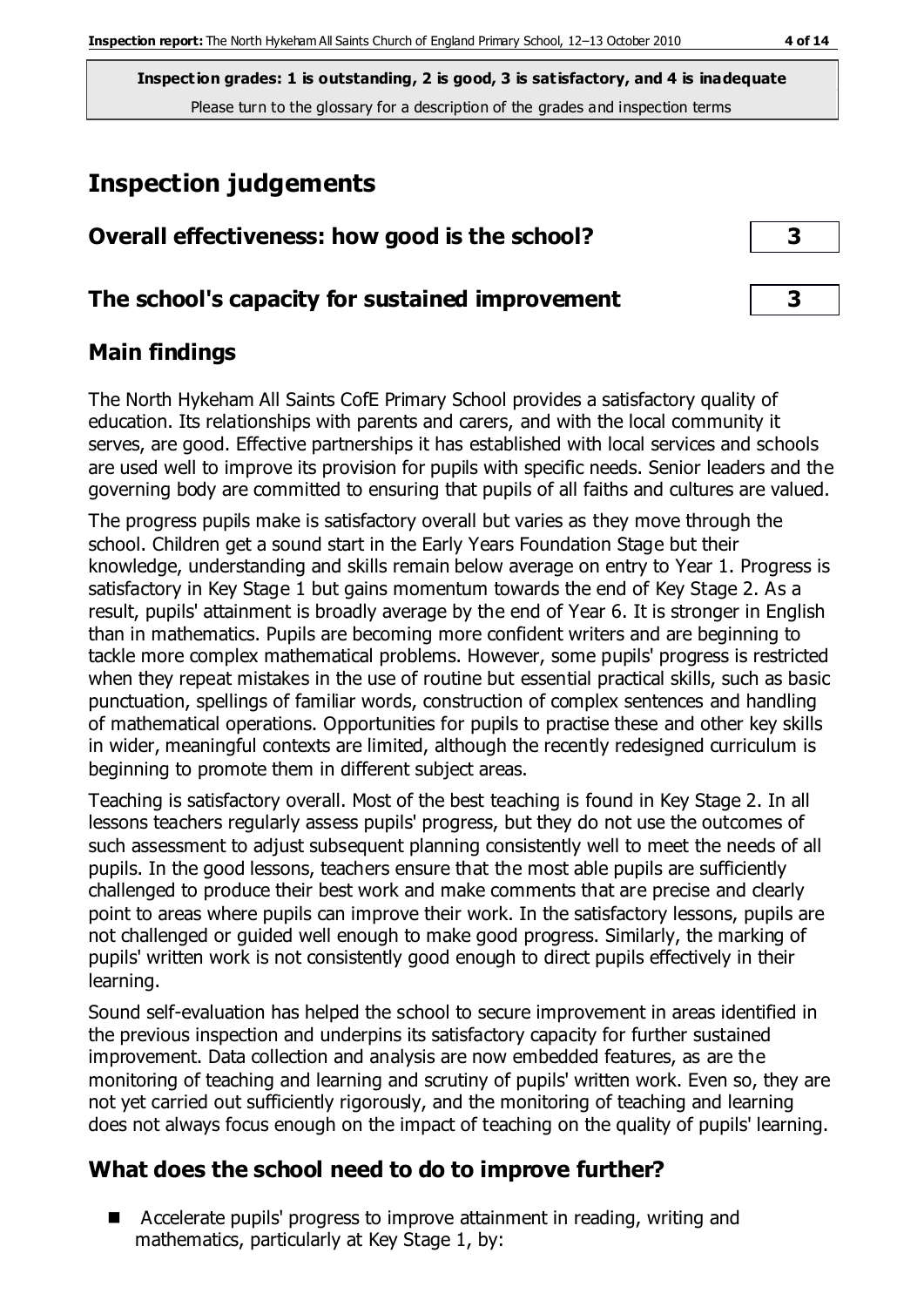**Inspection grades: 1 is outstanding, 2 is good, 3 is satisfactory, and 4 is inadequate**
Please turn to the glossary for a description of the grades and inspection terms

# Inspection judgements

| Overall effectiveness: how good is the school? | 3 |
| --- | --- |
| The school's capacity for sustained improvement | 3 |

## Main findings

The North Hykeham All Saints CofE Primary School provides a satisfactory quality of education. Its relationships with parents and carers, and with the local community it serves, are good. Effective partnerships it has established with local services and schools are used well to improve its provision for pupils with specific needs. Senior leaders and the governing body are committed to ensuring that pupils of all faiths and cultures are valued.

The progress pupils make is satisfactory overall but varies as they move through the school. Children get a sound start in the Early Years Foundation Stage but their knowledge, understanding and skills remain below average on entry to Year 1. Progress is satisfactory in Key Stage 1 but gains momentum towards the end of Key Stage 2. As a result, pupils' attainment is broadly average by the end of Year 6. It is stronger in English than in mathematics. Pupils are becoming more confident writers and are beginning to tackle more complex mathematical problems. However, some pupils' progress is restricted when they repeat mistakes in the use of routine but essential practical skills, such as basic punctuation, spellings of familiar words, construction of complex sentences and handling of mathematical operations. Opportunities for pupils to practise these and other key skills in wider, meaningful contexts are limited, although the recently redesigned curriculum is beginning to promote them in different subject areas.

Teaching is satisfactory overall. Most of the best teaching is found in Key Stage 2. In all lessons teachers regularly assess pupils' progress, but they do not use the outcomes of such assessment to adjust subsequent planning consistently well to meet the needs of all pupils. In the good lessons, teachers ensure that the most able pupils are sufficiently challenged to produce their best work and make comments that are precise and clearly point to areas where pupils can improve their work. In the satisfactory lessons, pupils are not challenged or guided well enough to make good progress. Similarly, the marking of pupils' written work is not consistently good enough to direct pupils effectively in their learning.

Sound self-evaluation has helped the school to secure improvement in areas identified in the previous inspection and underpins its satisfactory capacity for further sustained improvement. Data collection and analysis are now embedded features, as are the monitoring of teaching and learning and scrutiny of pupils' written work. Even so, they are not yet carried out sufficiently rigorously, and the monitoring of teaching and learning does not always focus enough on the impact of teaching on the quality of pupils' learning.

## What does the school need to do to improve further?

- Accelerate pupils' progress to improve attainment in reading, writing and mathematics, particularly at Key Stage 1, by: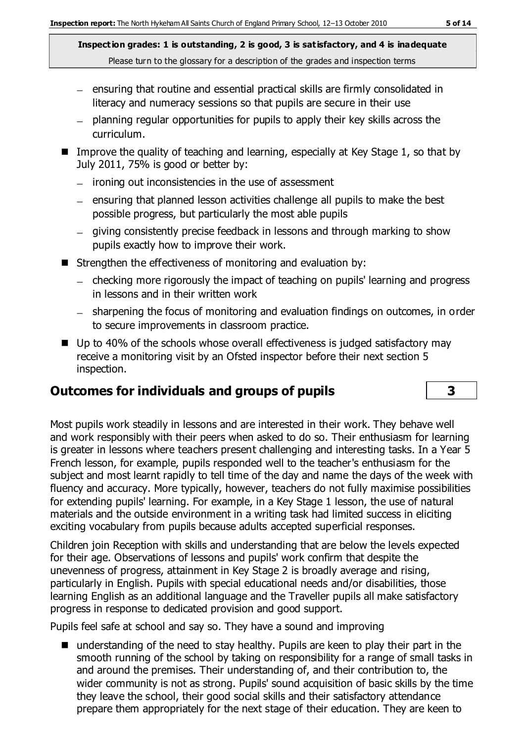- ensuring that routine and essential practical skills are firmly consolidated in literacy and numeracy sessions so that pupils are secure in their use
  - planning regular opportunities for pupils to apply their key skills across the curriculum.
- Improve the quality of teaching and learning, especially at Key Stage 1, so that by July 2011, 75% is good or better by:
  - ironing out inconsistencies in the use of assessment
  - ensuring that planned lesson activities challenge all pupils to make the best possible progress, but particularly the most able pupils
  - giving consistently precise feedback in lessons and through marking to show pupils exactly how to improve their work.
- Strengthen the effectiveness of monitoring and evaluation by:
  - checking more rigorously the impact of teaching on pupils' learning and progress in lessons and in their written work
  - sharpening the focus of monitoring and evaluation findings on outcomes, in order to secure improvements in classroom practice.
- Up to 40% of the schools whose overall effectiveness is judged satisfactory may receive a monitoring visit by an Ofsted inspector before their next section 5 inspection.

## Outcomes for individuals and groups of pupils — 3

Most pupils work steadily in lessons and are interested in their work. They behave well and work responsibly with their peers when asked to do so. Their enthusiasm for learning is greater in lessons where teachers present challenging and interesting tasks. In a Year 5 French lesson, for example, pupils responded well to the teacher's enthusiasm for the subject and most learnt rapidly to tell time of the day and name the days of the week with fluency and accuracy. More typically, however, teachers do not fully maximise possibilities for extending pupils' learning. For example, in a Key Stage 1 lesson, the use of natural materials and the outside environment in a writing task had limited success in eliciting exciting vocabulary from pupils because adults accepted superficial responses.

Children join Reception with skills and understanding that are below the levels expected for their age. Observations of lessons and pupils' work confirm that despite the unevenness of progress, attainment in Key Stage 2 is broadly average and rising, particularly in English. Pupils with special educational needs and/or disabilities, those learning English as an additional language and the Traveller pupils all make satisfactory progress in response to dedicated provision and good support.

Pupils feel safe at school and say so. They have a sound and improving

- understanding of the need to stay healthy. Pupils are keen to play their part in the smooth running of the school by taking on responsibility for a range of small tasks in and around the premises. Their understanding of, and their contribution to, the wider community is not as strong. Pupils' sound acquisition of basic skills by the time they leave the school, their good social skills and their satisfactory attendance prepare them appropriately for the next stage of their education. They are keen to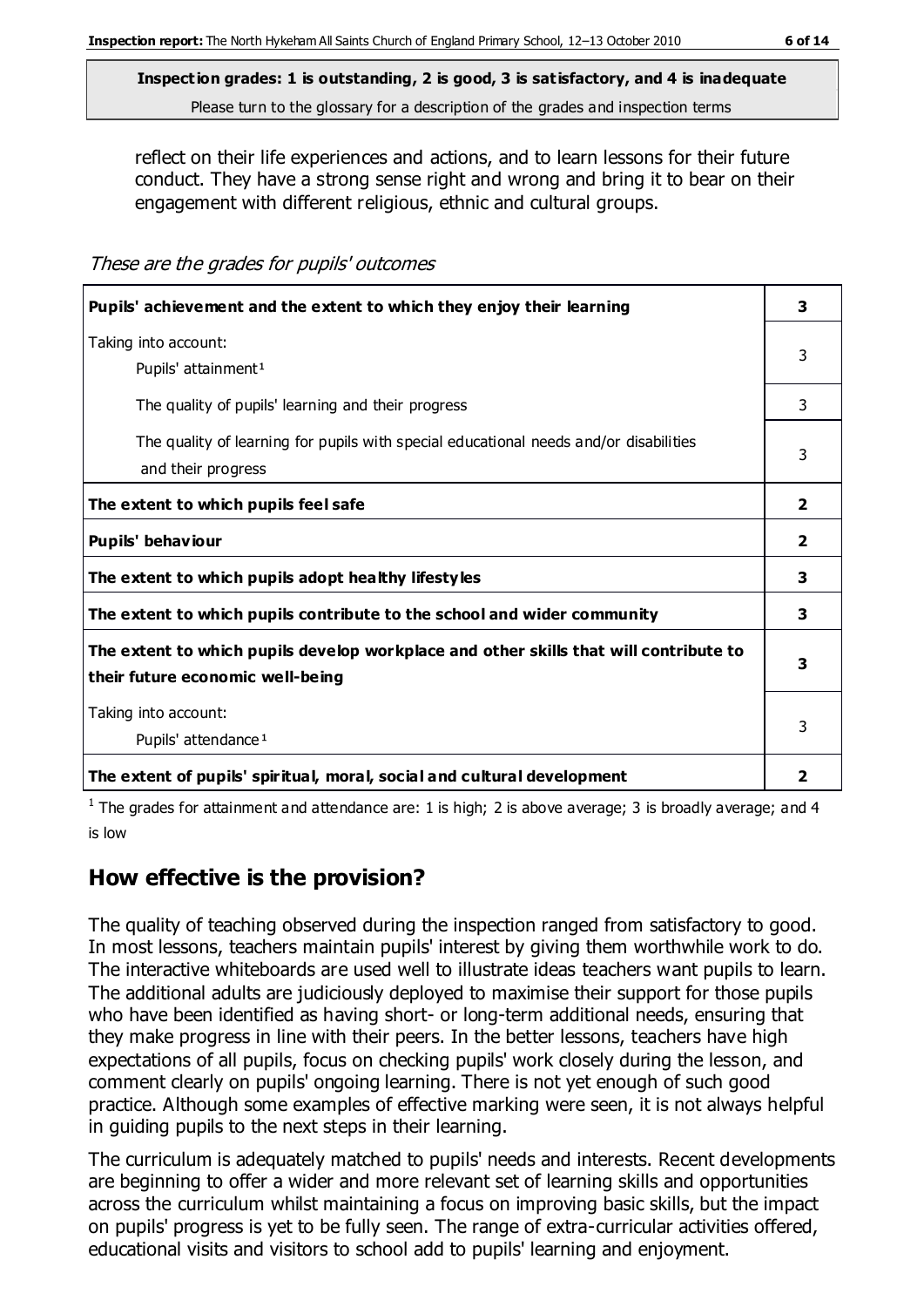**Inspection grades: 1 is outstanding, 2 is good, 3 is satisfactory, and 4 is inadequate**
Please turn to the glossary for a description of the grades and inspection terms

reflect on their life experiences and actions, and to learn lessons for their future conduct. They have a strong sense right and wrong and bring it to bear on their engagement with different religious, ethnic and cultural groups.

*These are the grades for pupils' outcomes*

| | |
|---|---|
| **Pupils' achievement and the extent to which they enjoy their learning** | **3** |
| Taking into account:<br>Pupils' attainment[1] | 3 |
| The quality of pupils' learning and their progress | 3 |
| The quality of learning for pupils with special educational needs and/or disabilities and their progress | 3 |
| **The extent to which pupils feel safe** | **2** |
| **Pupils' behaviour** | **2** |
| **The extent to which pupils adopt healthy lifestyles** | **3** |
| **The extent to which pupils contribute to the school and wider community** | **3** |
| **The extent to which pupils develop workplace and other skills that will contribute to their future economic well-being** | **3** |
| Taking into account:<br>Pupils' attendance[1] | 3 |
| **The extent of pupils' spiritual, moral, social and cultural development** | **2** |

[1] The grades for attainment and attendance are: 1 is high; 2 is above average; 3 is broadly average; and 4 is low

## How effective is the provision?

The quality of teaching observed during the inspection ranged from satisfactory to good. In most lessons, teachers maintain pupils' interest by giving them worthwhile work to do. The interactive whiteboards are used well to illustrate ideas teachers want pupils to learn. The additional adults are judiciously deployed to maximise their support for those pupils who have been identified as having short- or long-term additional needs, ensuring that they make progress in line with their peers. In the better lessons, teachers have high expectations of all pupils, focus on checking pupils' work closely during the lesson, and comment clearly on pupils' ongoing learning. There is not yet enough of such good practice. Although some examples of effective marking were seen, it is not always helpful in guiding pupils to the next steps in their learning.

The curriculum is adequately matched to pupils' needs and interests. Recent developments are beginning to offer a wider and more relevant set of learning skills and opportunities across the curriculum whilst maintaining a focus on improving basic skills, but the impact on pupils' progress is yet to be fully seen. The range of extra-curricular activities offered, educational visits and visitors to school add to pupils' learning and enjoyment.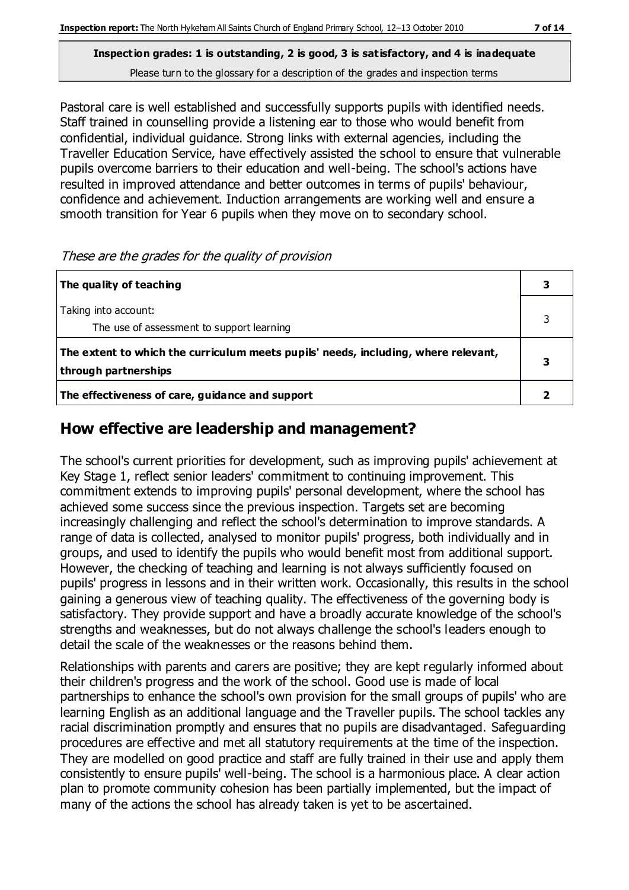**Inspection grades: 1 is outstanding, 2 is good, 3 is satisfactory, and 4 is inadequate**
Please turn to the glossary for a description of the grades and inspection terms

Pastoral care is well established and successfully supports pupils with identified needs. Staff trained in counselling provide a listening ear to those who would benefit from confidential, individual guidance. Strong links with external agencies, including the Traveller Education Service, have effectively assisted the school to ensure that vulnerable pupils overcome barriers to their education and well-being. The school's actions have resulted in improved attendance and better outcomes in terms of pupils' behaviour, confidence and achievement. Induction arrangements are working well and ensure a smooth transition for Year 6 pupils when they move on to secondary school.

*These are the grades for the quality of provision*

| | |
|---|---|
| **The quality of teaching** | **3** |
| Taking into account:<br>The use of assessment to support learning | 3 |
| **The extent to which the curriculum meets pupils' needs, including, where relevant, through partnerships** | **3** |
| **The effectiveness of care, guidance and support** | **2** |

## How effective are leadership and management?

The school's current priorities for development, such as improving pupils' achievement at Key Stage 1, reflect senior leaders' commitment to continuing improvement. This commitment extends to improving pupils' personal development, where the school has achieved some success since the previous inspection. Targets set are becoming increasingly challenging and reflect the school's determination to improve standards. A range of data is collected, analysed to monitor pupils' progress, both individually and in groups, and used to identify the pupils who would benefit most from additional support. However, the checking of teaching and learning is not always sufficiently focused on pupils' progress in lessons and in their written work. Occasionally, this results in the school gaining a generous view of teaching quality. The effectiveness of the governing body is satisfactory. They provide support and have a broadly accurate knowledge of the school's strengths and weaknesses, but do not always challenge the school's leaders enough to detail the scale of the weaknesses or the reasons behind them.

Relationships with parents and carers are positive; they are kept regularly informed about their children's progress and the work of the school. Good use is made of local partnerships to enhance the school's own provision for the small groups of pupils' who are learning English as an additional language and the Traveller pupils. The school tackles any racial discrimination promptly and ensures that no pupils are disadvantaged. Safeguarding procedures are effective and met all statutory requirements at the time of the inspection. They are modelled on good practice and staff are fully trained in their use and apply them consistently to ensure pupils' well-being. The school is a harmonious place. A clear action plan to promote community cohesion has been partially implemented, but the impact of many of the actions the school has already taken is yet to be ascertained.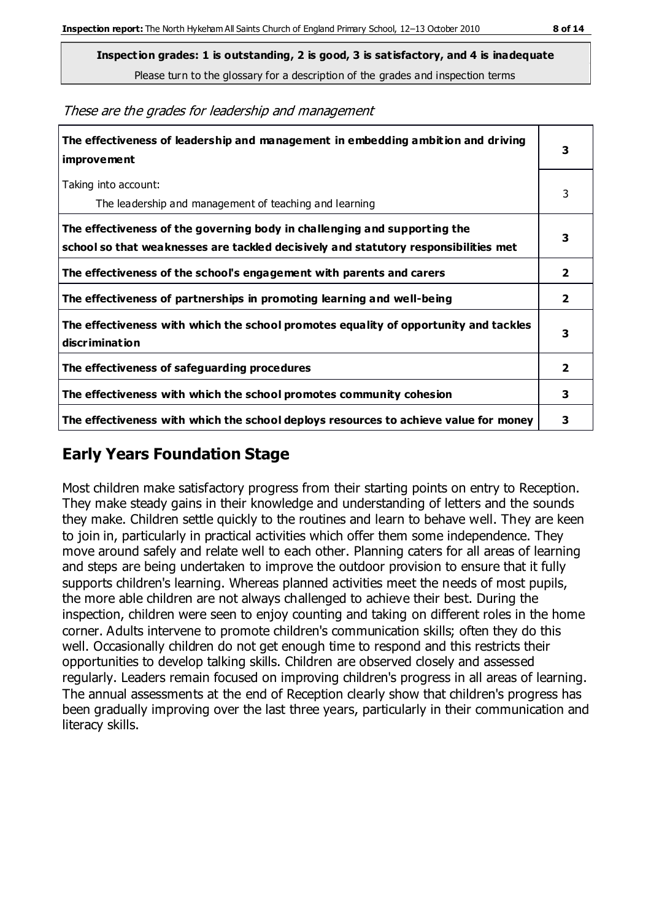**Inspection grades: 1 is outstanding, 2 is good, 3 is satisfactory, and 4 is inadequate**

Please turn to the glossary for a description of the grades and inspection terms

*These are the grades for leadership and management*

| | |
|---|---|
| **The effectiveness of leadership and management in embedding ambition and driving improvement** | **3** |
| Taking into account:<br>The leadership and management of teaching and learning | 3 |
| **The effectiveness of the governing body in challenging and supporting the school so that weaknesses are tackled decisively and statutory responsibilities met** | **3** |
| **The effectiveness of the school's engagement with parents and carers** | **2** |
| **The effectiveness of partnerships in promoting learning and well-being** | **2** |
| **The effectiveness with which the school promotes equality of opportunity and tackles discrimination** | **3** |
| **The effectiveness of safeguarding procedures** | **2** |
| **The effectiveness with which the school promotes community cohesion** | **3** |
| **The effectiveness with which the school deploys resources to achieve value for money** | **3** |

## Early Years Foundation Stage

Most children make satisfactory progress from their starting points on entry to Reception. They make steady gains in their knowledge and understanding of letters and the sounds they make. Children settle quickly to the routines and learn to behave well. They are keen to join in, particularly in practical activities which offer them some independence. They move around safely and relate well to each other. Planning caters for all areas of learning and steps are being undertaken to improve the outdoor provision to ensure that it fully supports children's learning. Whereas planned activities meet the needs of most pupils, the more able children are not always challenged to achieve their best. During the inspection, children were seen to enjoy counting and taking on different roles in the home corner. Adults intervene to promote children's communication skills; often they do this well. Occasionally children do not get enough time to respond and this restricts their opportunities to develop talking skills. Children are observed closely and assessed regularly. Leaders remain focused on improving children's progress in all areas of learning. The annual assessments at the end of Reception clearly show that children's progress has been gradually improving over the last three years, particularly in their communication and literacy skills.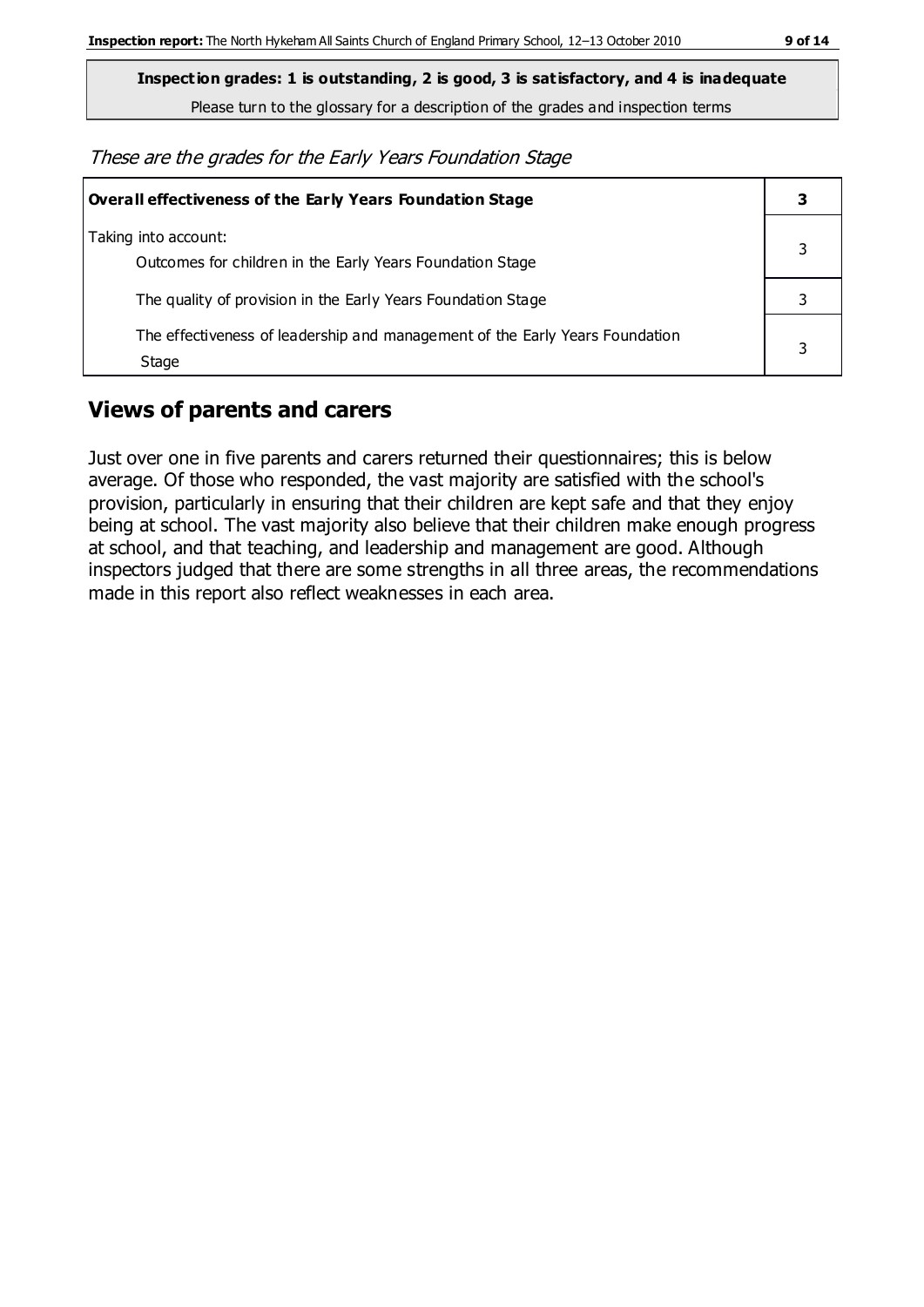**Inspection grades: 1 is outstanding, 2 is good, 3 is satisfactory, and 4 is inadequate**

Please turn to the glossary for a description of the grades and inspection terms

*These are the grades for the Early Years Foundation Stage*

| **Overall effectiveness of the Early Years Foundation Stage** | **3** |
|---|---|
| Taking into account:<br>Outcomes for children in the Early Years Foundation Stage | 3 |
| The quality of provision in the Early Years Foundation Stage | 3 |
| The effectiveness of leadership and management of the Early Years Foundation Stage | 3 |

## Views of parents and carers

Just over one in five parents and carers returned their questionnaires; this is below average. Of those who responded, the vast majority are satisfied with the school's provision, particularly in ensuring that their children are kept safe and that they enjoy being at school. The vast majority also believe that their children make enough progress at school, and that teaching, and leadership and management are good. Although inspectors judged that there are some strengths in all three areas, the recommendations made in this report also reflect weaknesses in each area.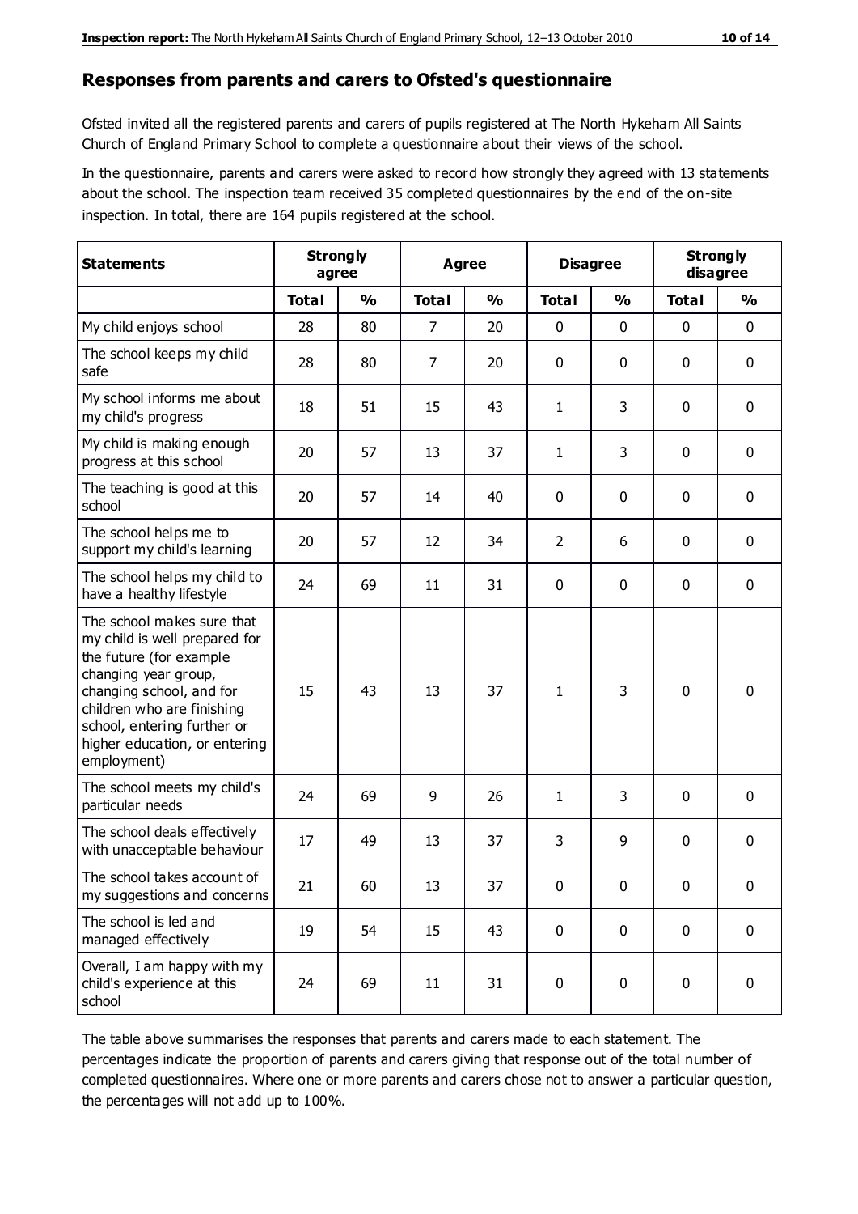## Responses from parents and carers to Ofsted's questionnaire

Ofsted invited all the registered parents and carers of pupils registered at The North Hykeham All Saints Church of England Primary School to complete a questionnaire about their views of the school.

In the questionnaire, parents and carers were asked to record how strongly they agreed with 13 statements about the school. The inspection team received 35 completed questionnaires by the end of the on-site inspection. In total, there are 164 pupils registered at the school.

| Statements | Strongly agree | | Agree | | Disagree | | Strongly disagree | |
|---|---|---|---|---|---|---|---|---|
| | Total | % | Total | % | Total | % | Total | % |
| My child enjoys school | 28 | 80 | 7 | 20 | 0 | 0 | 0 | 0 |
| The school keeps my child safe | 28 | 80 | 7 | 20 | 0 | 0 | 0 | 0 |
| My school informs me about my child's progress | 18 | 51 | 15 | 43 | 1 | 3 | 0 | 0 |
| My child is making enough progress at this school | 20 | 57 | 13 | 37 | 1 | 3 | 0 | 0 |
| The teaching is good at this school | 20 | 57 | 14 | 40 | 0 | 0 | 0 | 0 |
| The school helps me to support my child's learning | 20 | 57 | 12 | 34 | 2 | 6 | 0 | 0 |
| The school helps my child to have a healthy lifestyle | 24 | 69 | 11 | 31 | 0 | 0 | 0 | 0 |
| The school makes sure that my child is well prepared for the future (for example changing year group, changing school, and for children who are finishing school, entering further or higher education, or entering employment) | 15 | 43 | 13 | 37 | 1 | 3 | 0 | 0 |
| The school meets my child's particular needs | 24 | 69 | 9 | 26 | 1 | 3 | 0 | 0 |
| The school deals effectively with unacceptable behaviour | 17 | 49 | 13 | 37 | 3 | 9 | 0 | 0 |
| The school takes account of my suggestions and concerns | 21 | 60 | 13 | 37 | 0 | 0 | 0 | 0 |
| The school is led and managed effectively | 19 | 54 | 15 | 43 | 0 | 0 | 0 | 0 |
| Overall, I am happy with my child's experience at this school | 24 | 69 | 11 | 31 | 0 | 0 | 0 | 0 |

The table above summarises the responses that parents and carers made to each statement. The percentages indicate the proportion of parents and carers giving that response out of the total number of completed questionnaires. Where one or more parents and carers chose not to answer a particular question, the percentages will not add up to 100%.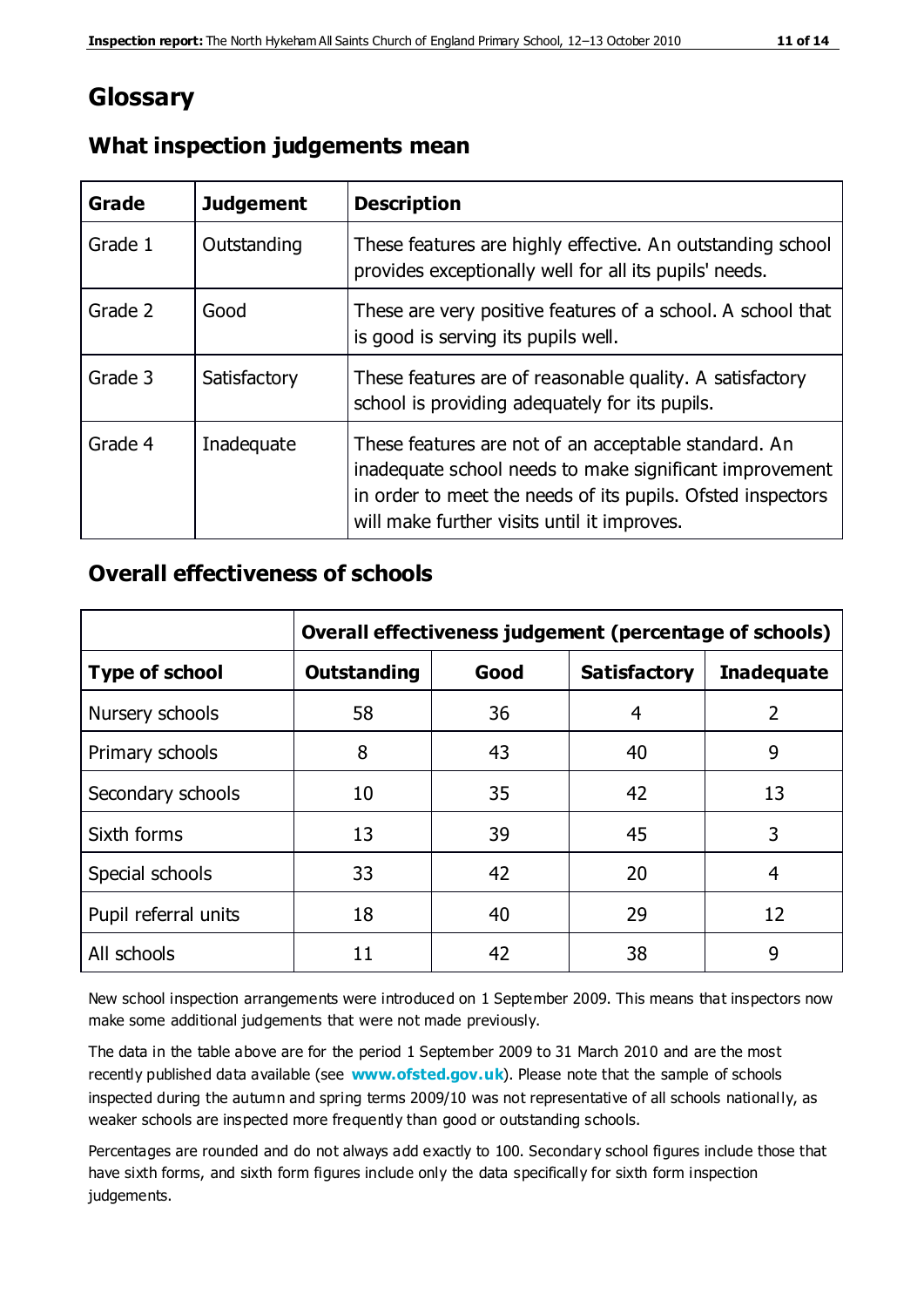# Glossary

## What inspection judgements mean

| Grade | Judgement | Description |
| --- | --- | --- |
| Grade 1 | Outstanding | These features are highly effective. An outstanding school provides exceptionally well for all its pupils' needs. |
| Grade 2 | Good | These are very positive features of a school. A school that is good is serving its pupils well. |
| Grade 3 | Satisfactory | These features are of reasonable quality. A satisfactory school is providing adequately for its pupils. |
| Grade 4 | Inadequate | These features are not of an acceptable standard. An inadequate school needs to make significant improvement in order to meet the needs of its pupils. Ofsted inspectors will make further visits until it improves. |

## Overall effectiveness of schools

| | Overall effectiveness judgement (percentage of schools) | | | |
| --- | --- | --- | --- | --- |
| **Type of school** | **Outstanding** | **Good** | **Satisfactory** | **Inadequate** |
| Nursery schools | 58 | 36 | 4 | 2 |
| Primary schools | 8 | 43 | 40 | 9 |
| Secondary schools | 10 | 35 | 42 | 13 |
| Sixth forms | 13 | 39 | 45 | 3 |
| Special schools | 33 | 42 | 20 | 4 |
| Pupil referral units | 18 | 40 | 29 | 12 |
| All schools | 11 | 42 | 38 | 9 |

New school inspection arrangements were introduced on 1 September 2009. This means that inspectors now make some additional judgements that were not made previously.

The data in the table above are for the period 1 September 2009 to 31 March 2010 and are the most recently published data available (see **www.ofsted.gov.uk**). Please note that the sample of schools inspected during the autumn and spring terms 2009/10 was not representative of all schools nationally, as weaker schools are inspected more frequently than good or outstanding schools.

Percentages are rounded and do not always add exactly to 100. Secondary school figures include those that have sixth forms, and sixth form figures include only the data specifically for sixth form inspection judgements.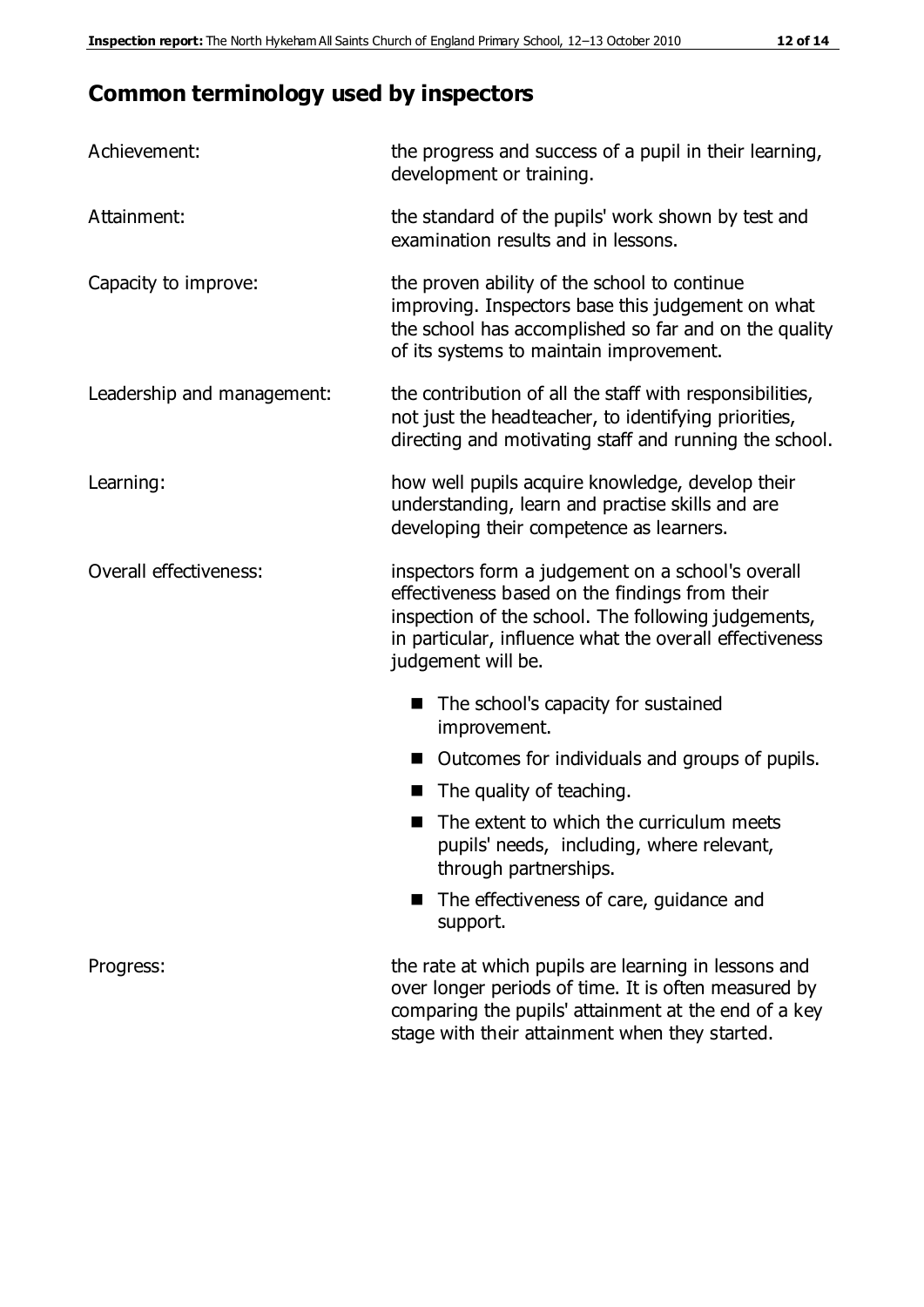## Common terminology used by inspectors

| | |
|---|---|
| Achievement: | the progress and success of a pupil in their learning, development or training. |
| Attainment: | the standard of the pupils' work shown by test and examination results and in lessons. |
| Capacity to improve: | the proven ability of the school to continue improving. Inspectors base this judgement on what the school has accomplished so far and on the quality of its systems to maintain improvement. |
| Leadership and management: | the contribution of all the staff with responsibilities, not just the headteacher, to identifying priorities, directing and motivating staff and running the school. |
| Learning: | how well pupils acquire knowledge, develop their understanding, learn and practise skills and are developing their competence as learners. |
| Overall effectiveness: | inspectors form a judgement on a school's overall effectiveness based on the findings from their inspection of the school. The following judgements, in particular, influence what the overall effectiveness judgement will be. |

- The school's capacity for sustained improvement.
- Outcomes for individuals and groups of pupils.
- The quality of teaching.
- The extent to which the curriculum meets pupils' needs, including, where relevant, through partnerships.
- The effectiveness of care, guidance and support.

| | |
|---|---|
| Progress: | the rate at which pupils are learning in lessons and over longer periods of time. It is often measured by comparing the pupils' attainment at the end of a key stage with their attainment when they started. |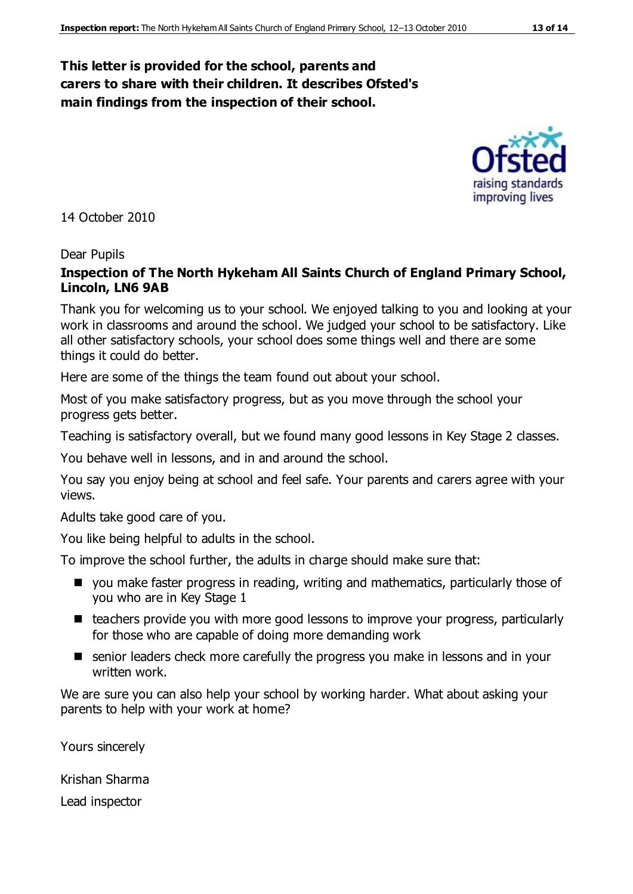**This letter is provided for the school, parents and carers to share with their children. It describes Ofsted's main findings from the inspection of their school.**

14 October 2010

Dear Pupils

**Inspection of The North Hykeham All Saints Church of England Primary School, Lincoln, LN6 9AB**

Thank you for welcoming us to your school. We enjoyed talking to you and looking at your work in classrooms and around the school. We judged your school to be satisfactory. Like all other satisfactory schools, your school does some things well and there are some things it could do better.

Here are some of the things the team found out about your school.

Most of you make satisfactory progress, but as you move through the school your progress gets better.

Teaching is satisfactory overall, but we found many good lessons in Key Stage 2 classes.

You behave well in lessons, and in and around the school.

You say you enjoy being at school and feel safe. Your parents and carers agree with your views.

Adults take good care of you.

You like being helpful to adults in the school.

To improve the school further, the adults in charge should make sure that:

- you make faster progress in reading, writing and mathematics, particularly those of you who are in Key Stage 1
- teachers provide you with more good lessons to improve your progress, particularly for those who are capable of doing more demanding work
- senior leaders check more carefully the progress you make in lessons and in your written work.

We are sure you can also help your school by working harder. What about asking your parents to help with your work at home?

Yours sincerely

Krishan Sharma

Lead inspector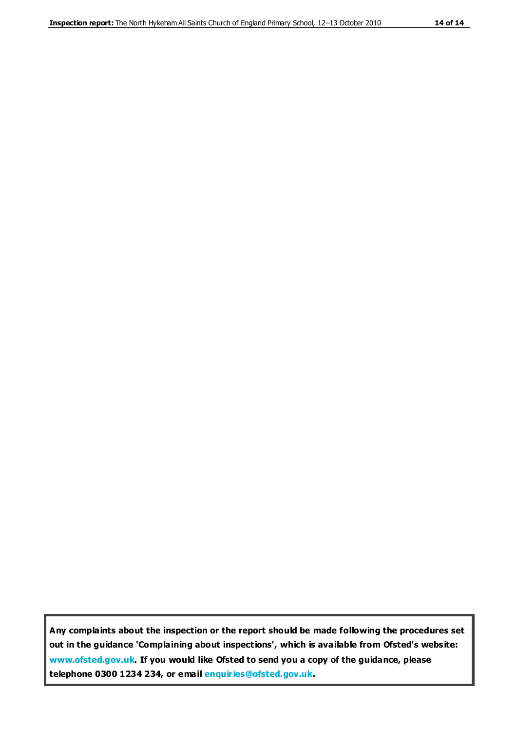**Any complaints about the inspection or the report should be made following the procedures set out in the guidance 'Complaining about inspections', which is available from Ofsted's website: www.ofsted.gov.uk. If you would like Ofsted to send you a copy of the guidance, please telephone 0300 1234 234, or email enquiries@ofsted.gov.uk.**